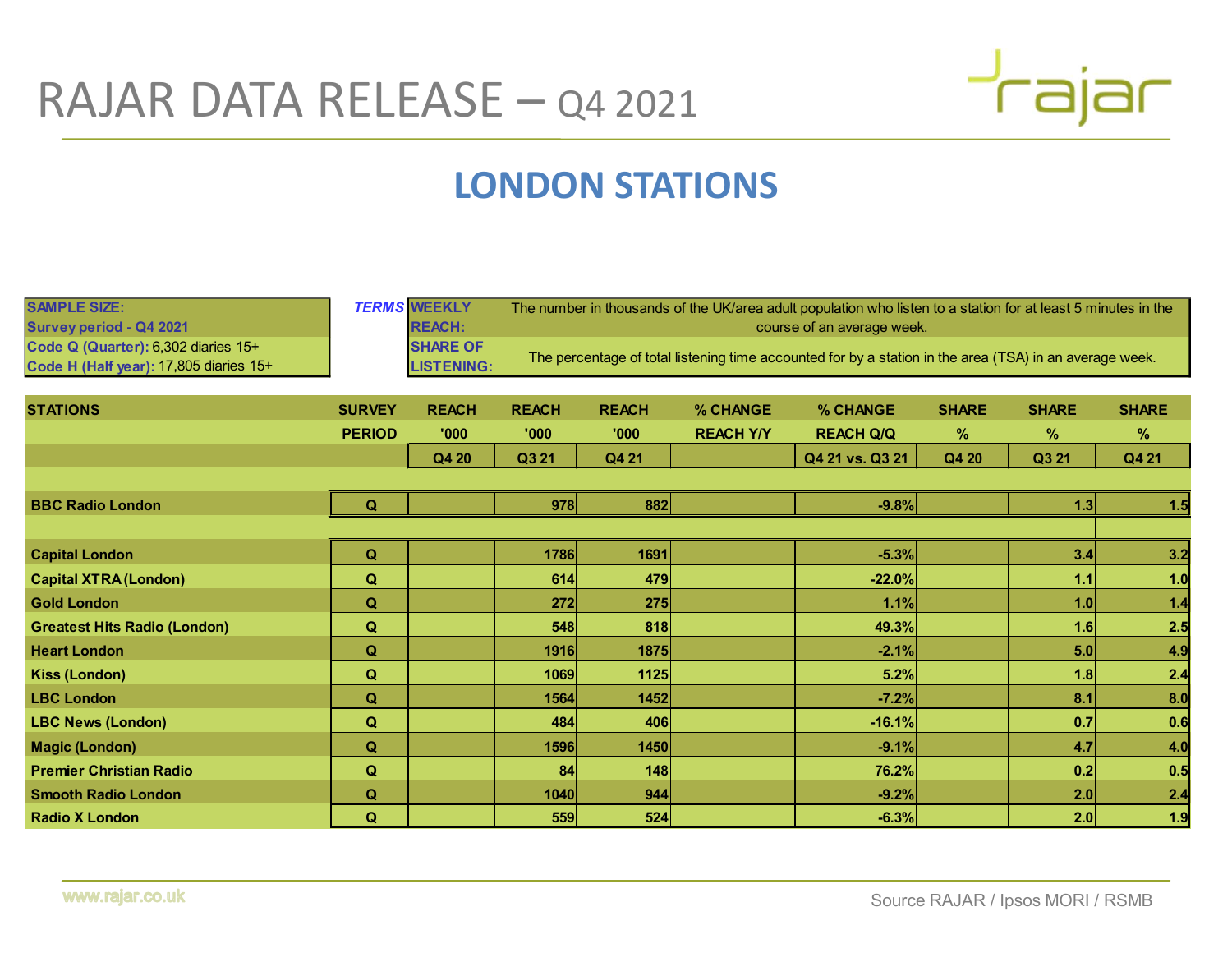# RAJAR DATA RELEASE – Q4 2021

## LONDON STATIONS

| SAMPLE SIZE: |
|---|
| Survey period - Q4 2021 |
| Code Q (Quarter): 6,302 diaries 15+ |
| Code H (Half year): 17,805 diaries 15+ |

| TERMS | |
|---|---|
| WEEKLY REACH: | The number in thousands of the UK/area adult population who listen to a station for at least 5 minutes in the course of an average week. |
| SHARE OF LISTENING: | The percentage of total listening time accounted for by a station in the area (TSA) in an average week. |

| STATIONS | SURVEY PERIOD | REACH '000 | REACH '000 | REACH '000 | % CHANGE REACH Y/Y | % CHANGE REACH Q/Q | SHARE % | SHARE % | SHARE % |
|---|---|---|---|---|---|---|---|---|---|
| | | Q4 20 | Q3 21 | Q4 21 | | Q4 21 vs. Q3 21 | Q4 20 | Q3 21 | Q4 21 |
| BBC Radio London | Q | | 978 | 882 | | -9.8% | | 1.3 | 1.5 |
| Capital London | Q | | 1786 | 1691 | | -5.3% | | 3.4 | 3.2 |
| Capital XTRA (London) | Q | | 614 | 479 | | -22.0% | | 1.1 | 1.0 |
| Gold London | Q | | 272 | 275 | | 1.1% | | 1.0 | 1.4 |
| Greatest Hits Radio (London) | Q | | 548 | 818 | | 49.3% | | 1.6 | 2.5 |
| Heart London | Q | | 1916 | 1875 | | -2.1% | | 5.0 | 4.9 |
| Kiss (London) | Q | | 1069 | 1125 | | 5.2% | | 1.8 | 2.4 |
| LBC London | Q | | 1564 | 1452 | | -7.2% | | 8.1 | 8.0 |
| LBC News (London) | Q | | 484 | 406 | | -16.1% | | 0.7 | 0.6 |
| Magic (London) | Q | | 1596 | 1450 | | -9.1% | | 4.7 | 4.0 |
| Premier Christian Radio | Q | | 84 | 148 | | 76.2% | | 0.2 | 0.5 |
| Smooth Radio London | Q | | 1040 | 944 | | -9.2% | | 2.0 | 2.4 |
| Radio X London | Q | | 559 | 524 | | -6.3% | | 2.0 | 1.9 |

www.rajar.co.uk

Source RAJAR / Ipsos MORI / RSMB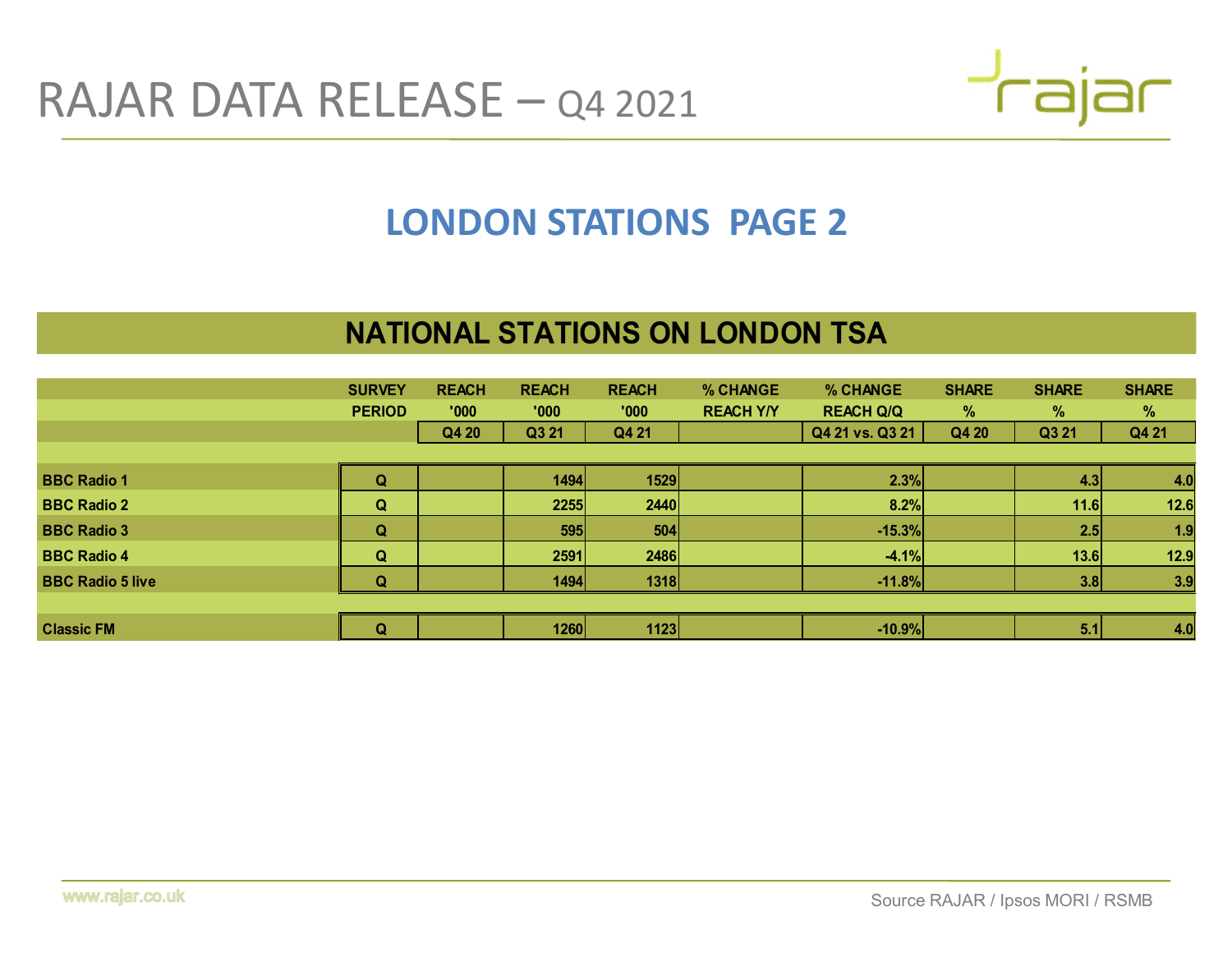# RAJAR DATA RELEASE – Q4 2021

## LONDON STATIONS PAGE 2

### NATIONAL STATIONS ON LONDON TSA

| | SURVEY PERIOD | REACH '000 Q4 20 | REACH '000 Q3 21 | REACH '000 Q4 21 | % CHANGE REACH Y/Y | % CHANGE REACH Q/Q Q4 21 vs. Q3 21 | SHARE % Q4 20 | SHARE % Q3 21 | SHARE % Q4 21 |
|---|---|---|---|---|---|---|---|---|---|
| BBC Radio 1 | Q | | 1494 | 1529 | | 2.3% | | 4.3 | 4.0 |
| BBC Radio 2 | Q | | 2255 | 2440 | | 8.2% | | 11.6 | 12.6 |
| BBC Radio 3 | Q | | 595 | 504 | | -15.3% | | 2.5 | 1.9 |
| BBC Radio 4 | Q | | 2591 | 2486 | | -4.1% | | 13.6 | 12.9 |
| BBC Radio 5 live | Q | | 1494 | 1318 | | -11.8% | | 3.8 | 3.9 |
| | | | | | | | | | |
| Classic FM | Q | | 1260 | 1123 | | -10.9% | | 5.1 | 4.0 |

www.rajar.co.uk

Source RAJAR / Ipsos MORI / RSMB